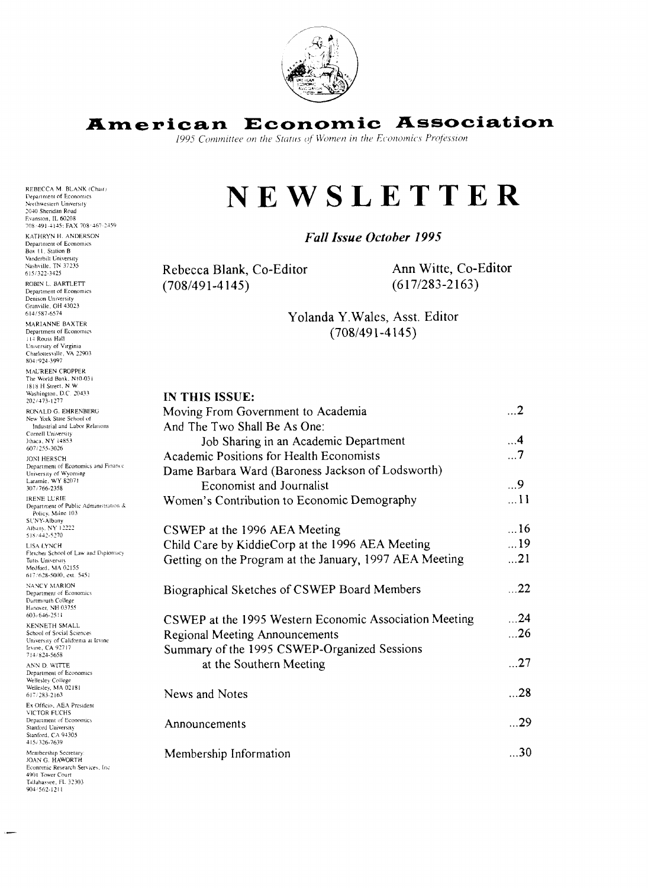# American Economic Association

*1995 Committee on the Status of Women in the Economics Profession*

# NEWSLETTER

***Fall Issue October 1995***

Rebecca Blank, Co-Editor
(708/491-4145)

Ann Witte, Co-Editor
(617/283-2163)

Yolanda Y. Wales, Asst. Editor
(708/491-4145)

REBECCA M. BLANK (Chair)
Department of Economics
Northwestern University
2040 Sheridan Road
Evanston, IL 60208
708/491-4145; FAX 708/467-2459

KATHRYN H. ANDERSON
Department of Economics
Box 11, Station B
Vanderbilt University
Nashville, TN 37235
615/322-3425

ROBIN L. BARTLETT
Department of Economics
Denison University
Granville, OH 43023
614/587-6574

MARIANNE BAXTER
Department of Economics
114 Rouss Hall
University of Virginia
Charlottesville, VA 22903
804/924-3997

MAUREEN CROPPER
The World Bank, N10-031
1818 H Street, N.W.
Washington, D.C. 20433
202/473-1277

RONALD G. EHRENBERG
New York State School of Industrial and Labor Relations
Cornell University
Ithaca, NY 14853
607/255-3026

JONI HERSCH
Department of Economics and Finance
University of Wyoming
Laramie, WY 82071
307/766-2358

IRENE LURIE
Department of Public Administration & Policy, Milne 103
SUNY-Albany
Albany, NY 12222
518/442-5270

LISA LYNCH
Fletcher School of Law and Diplomacy
Tufts University
Medford, MA 02155
617/628-5000, ext. 5451

NANCY MARION
Department of Economics
Dartmouth College
Hanover, NH 03755
603/646-2511

KENNETH SMALL
School of Social Sciences
University of California at Irvine
Irvine, CA 92717
714/824-5658

ANN D. WITTE
Department of Economics
Wellesley College
Wellesley, MA 02181
617/283-2163

Ex Officio, AEA President
VICTOR FUCHS
Department of Economics
Stanford University
Stanford, CA 94305
415/326-7639

Membership Secretary:
JOAN G. HAWORTH
Economic Research Services, Inc.
4901 Tower Court
Tallahassee, FL 32303
904/562-1211

## IN THIS ISSUE:

| | |
|---|---|
| Moving From Government to Academia | ...2 |
| And The Two Shall Be As One: Job Sharing in an Academic Department | ...4 |
| Academic Positions for Health Economists | ...7 |
| Dame Barbara Ward (Baroness Jackson of Lodsworth) Economist and Journalist | ...9 |
| Women's Contribution to Economic Demography | ...11 |
| CSWEP at the 1996 AEA Meeting | ...16 |
| Child Care by KiddieCorp at the 1996 AEA Meeting | ...19 |
| Getting on the Program at the January, 1997 AEA Meeting | ...21 |
| Biographical Sketches of CSWEP Board Members | ...22 |
| CSWEP at the 1995 Western Economic Association Meeting | ...24 |
| Regional Meeting Announcements | ...26 |
| Summary of the 1995 CSWEP-Organized Sessions at the Southern Meeting | ...27 |
| News and Notes | ...28 |
| Announcements | ...29 |
| Membership Information | ...30 |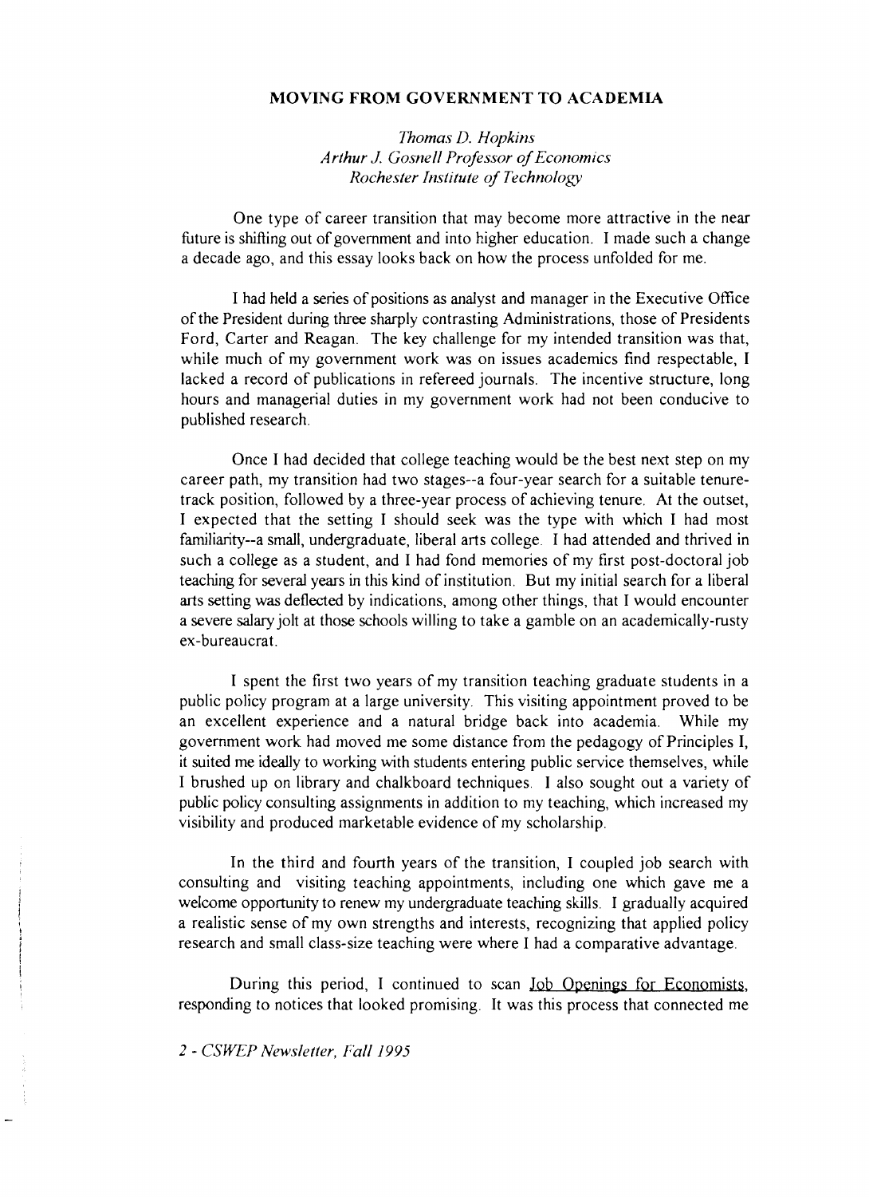## MOVING FROM GOVERNMENT TO ACADEMIA

*Thomas D. Hopkins*
*Arthur J. Gosnell Professor of Economics*
*Rochester Institute of Technology*

One type of career transition that may become more attractive in the near future is shifting out of government and into higher education. I made such a change a decade ago, and this essay looks back on how the process unfolded for me.

I had held a series of positions as analyst and manager in the Executive Office of the President during three sharply contrasting Administrations, those of Presidents Ford, Carter and Reagan. The key challenge for my intended transition was that, while much of my government work was on issues academics find respectable, I lacked a record of publications in refereed journals. The incentive structure, long hours and managerial duties in my government work had not been conducive to published research.

Once I had decided that college teaching would be the best next step on my career path, my transition had two stages--a four-year search for a suitable tenure-track position, followed by a three-year process of achieving tenure. At the outset, I expected that the setting I should seek was the type with which I had most familiarity--a small, undergraduate, liberal arts college. I had attended and thrived in such a college as a student, and I had fond memories of my first post-doctoral job teaching for several years in this kind of institution. But my initial search for a liberal arts setting was deflected by indications, among other things, that I would encounter a severe salary jolt at those schools willing to take a gamble on an academically-rusty ex-bureaucrat.

I spent the first two years of my transition teaching graduate students in a public policy program at a large university. This visiting appointment proved to be an excellent experience and a natural bridge back into academia. While my government work had moved me some distance from the pedagogy of Principles I, it suited me ideally to working with students entering public service themselves, while I brushed up on library and chalkboard techniques. I also sought out a variety of public policy consulting assignments in addition to my teaching, which increased my visibility and produced marketable evidence of my scholarship.

In the third and fourth years of the transition, I coupled job search with consulting and visiting teaching appointments, including one which gave me a welcome opportunity to renew my undergraduate teaching skills. I gradually acquired a realistic sense of my own strengths and interests, recognizing that applied policy research and small class-size teaching were where I had a comparative advantage.

During this period, I continued to scan Job Openings for Economists, responding to notices that looked promising. It was this process that connected me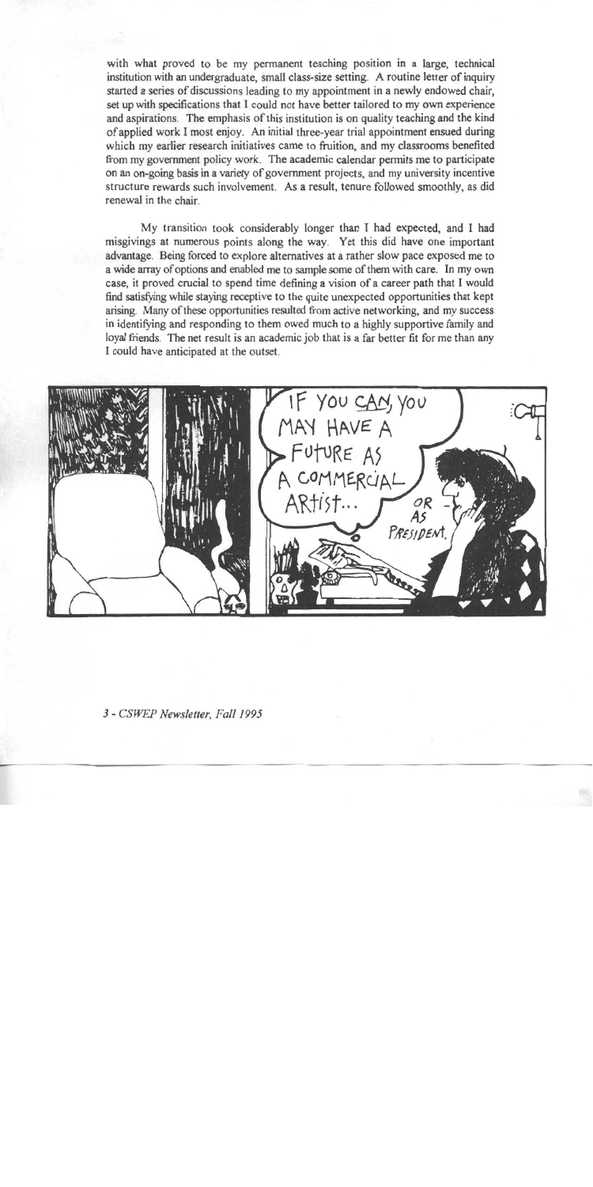with what proved to be my permanent teaching position in a large, technical institution with an undergraduate, small class-size setting. A routine letter of inquiry started a series of discussions leading to my appointment in a newly endowed chair, set up with specifications that I could not have better tailored to my own experience and aspirations. The emphasis of this institution is on quality teaching and the kind of applied work I most enjoy. An initial three-year trial appointment ensued during which my earlier research initiatives came to fruition, and my classrooms benefited from my government policy work. The academic calendar permits me to participate on an on-going basis in a variety of government projects, and my university incentive structure rewards such involvement. As a result, tenure followed smoothly, as did renewal in the chair.

My transition took considerably longer than I had expected, and I had misgivings at numerous points along the way. Yet this did have one important advantage. Being forced to explore alternatives at a rather slow pace exposed me to a wide array of options and enabled me to sample some of them with care. In my own case, it proved crucial to spend time defining a vision of a career path that I would find satisfying while staying receptive to the quite unexpected opportunities that kept arising. Many of these opportunities resulted from active networking, and my success in identifying and responding to them owed much to a highly supportive family and loyal friends. The net result is an academic job that is a far better fit for me than any I could have anticipated at the outset.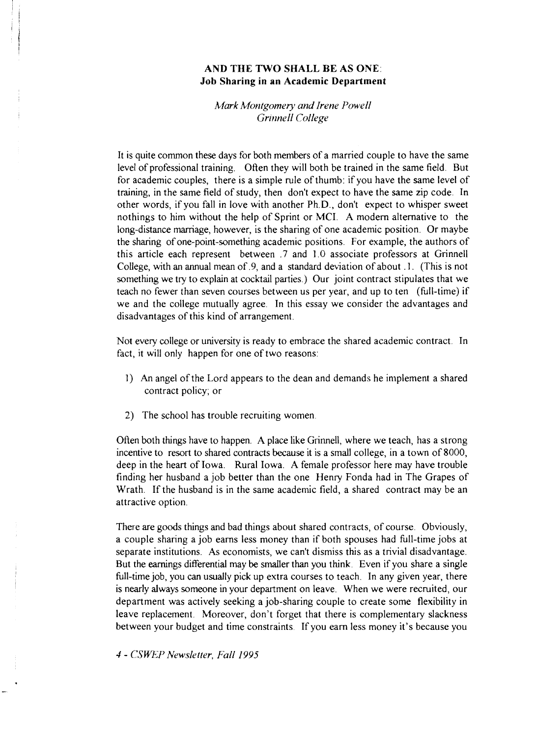## AND THE TWO SHALL BE AS ONE: Job Sharing in an Academic Department

*Mark Montgomery and Irene Powell*
*Grinnell College*

It is quite common these days for both members of a married couple to have the same level of professional training. Often they will both be trained in the same field. But for academic couples, there is a simple rule of thumb: if you have the same level of training, in the same field of study, then don't expect to have the same zip code. In other words, if you fall in love with another Ph.D., don't expect to whisper sweet nothings to him without the help of Sprint or MCI. A modern alternative to the long-distance marriage, however, is the sharing of one academic position. Or maybe the sharing of one-point-something academic positions. For example, the authors of this article each represent between .7 and 1.0 associate professors at Grinnell College, with an annual mean of .9, and a standard deviation of about .1. (This is not something we try to explain at cocktail parties.) Our joint contract stipulates that we teach no fewer than seven courses between us per year, and up to ten (full-time) if we and the college mutually agree. In this essay we consider the advantages and disadvantages of this kind of arrangement.

Not every college or university is ready to embrace the shared academic contract. In fact, it will only happen for one of two reasons:

1) An angel of the Lord appears to the dean and demands he implement a shared contract policy; or

2) The school has trouble recruiting women.

Often both things have to happen. A place like Grinnell, where we teach, has a strong incentive to resort to shared contracts because it is a small college, in a town of 8000, deep in the heart of Iowa. Rural Iowa. A female professor here may have trouble finding her husband a job better than the one Henry Fonda had in The Grapes of Wrath. If the husband is in the same academic field, a shared contract may be an attractive option.

There are goods things and bad things about shared contracts, of course. Obviously, a couple sharing a job earns less money than if both spouses had full-time jobs at separate institutions. As economists, we can't dismiss this as a trivial disadvantage. But the earnings differential may be smaller than you think. Even if you share a single full-time job, you can usually pick up extra courses to teach. In any given year, there is nearly always someone in your department on leave. When we were recruited, our department was actively seeking a job-sharing couple to create some flexibility in leave replacement. Moreover, don't forget that there is complementary slackness between your budget and time constraints. If you earn less money it's because you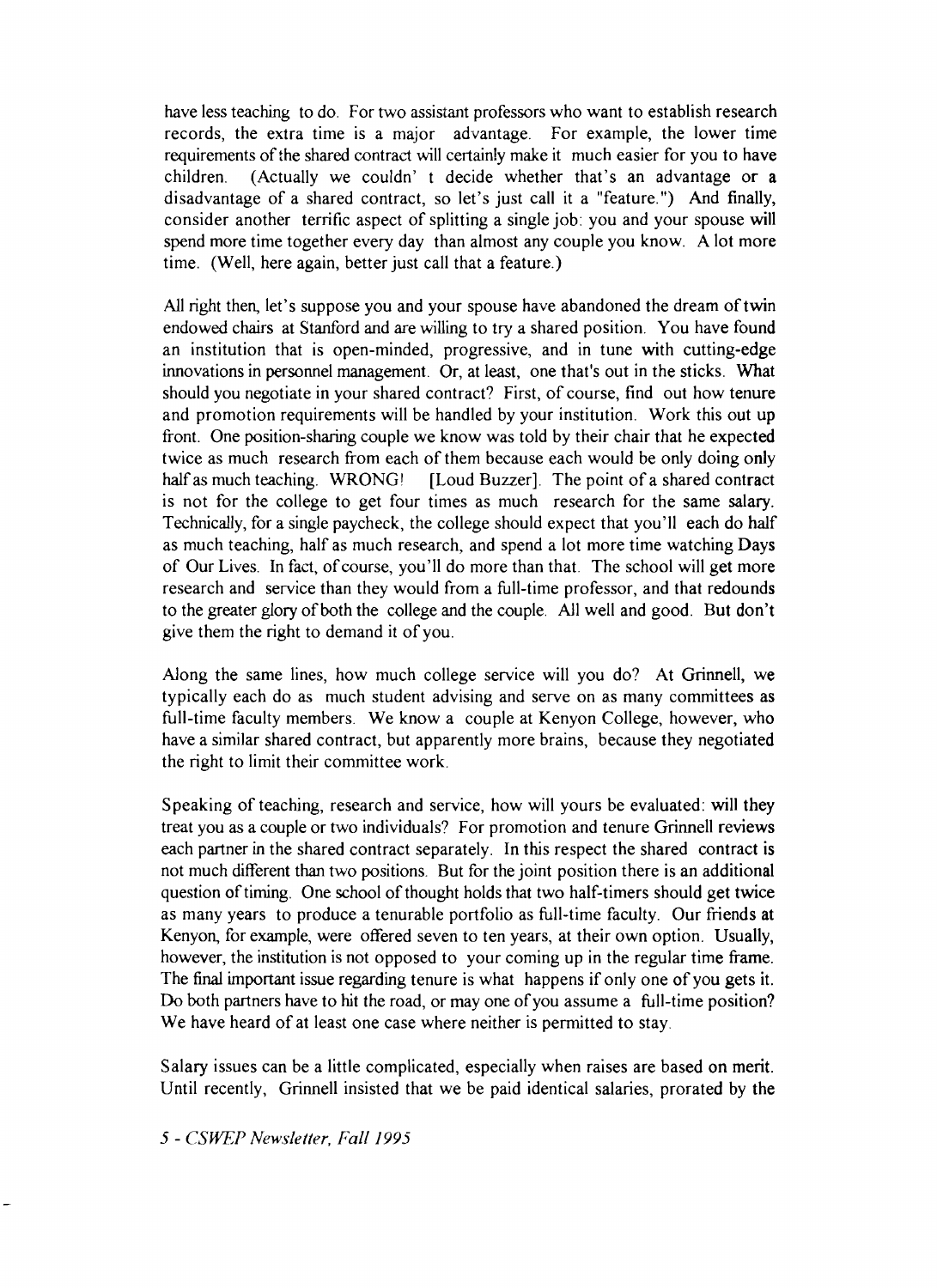have less teaching to do. For two assistant professors who want to establish research records, the extra time is a major advantage. For example, the lower time requirements of the shared contract will certainly make it much easier for you to have children. (Actually we couldn' t decide whether that's an advantage or a disadvantage of a shared contract, so let's just call it a "feature.") And finally, consider another terrific aspect of splitting a single job: you and your spouse will spend more time together every day than almost any couple you know. A lot more time. (Well, here again, better just call that a feature.)

All right then, let's suppose you and your spouse have abandoned the dream of twin endowed chairs at Stanford and are willing to try a shared position. You have found an institution that is open-minded, progressive, and in tune with cutting-edge innovations in personnel management. Or, at least, one that's out in the sticks. What should you negotiate in your shared contract? First, of course, find out how tenure and promotion requirements will be handled by your institution. Work this out up front. One position-sharing couple we know was told by their chair that he expected twice as much research from each of them because each would be only doing only half as much teaching. WRONG! [Loud Buzzer]. The point of a shared contract is not for the college to get four times as much research for the same salary. Technically, for a single paycheck, the college should expect that you'll each do half as much teaching, half as much research, and spend a lot more time watching Days of Our Lives. In fact, of course, you'll do more than that. The school will get more research and service than they would from a full-time professor, and that redounds to the greater glory of both the college and the couple. All well and good. But don't give them the right to demand it of you.

Along the same lines, how much college service will you do? At Grinnell, we typically each do as much student advising and serve on as many committees as full-time faculty members. We know a couple at Kenyon College, however, who have a similar shared contract, but apparently more brains, because they negotiated the right to limit their committee work.

Speaking of teaching, research and service, how will yours be evaluated: will they treat you as a couple or two individuals? For promotion and tenure Grinnell reviews each partner in the shared contract separately. In this respect the shared contract is not much different than two positions. But for the joint position there is an additional question of timing. One school of thought holds that two half-timers should get twice as many years to produce a tenurable portfolio as full-time faculty. Our friends at Kenyon, for example, were offered seven to ten years, at their own option. Usually, however, the institution is not opposed to your coming up in the regular time frame. The final important issue regarding tenure is what happens if only one of you gets it. Do both partners have to hit the road, or may one of you assume a full-time position? We have heard of at least one case where neither is permitted to stay.

Salary issues can be a little complicated, especially when raises are based on merit. Until recently, Grinnell insisted that we be paid identical salaries, prorated by the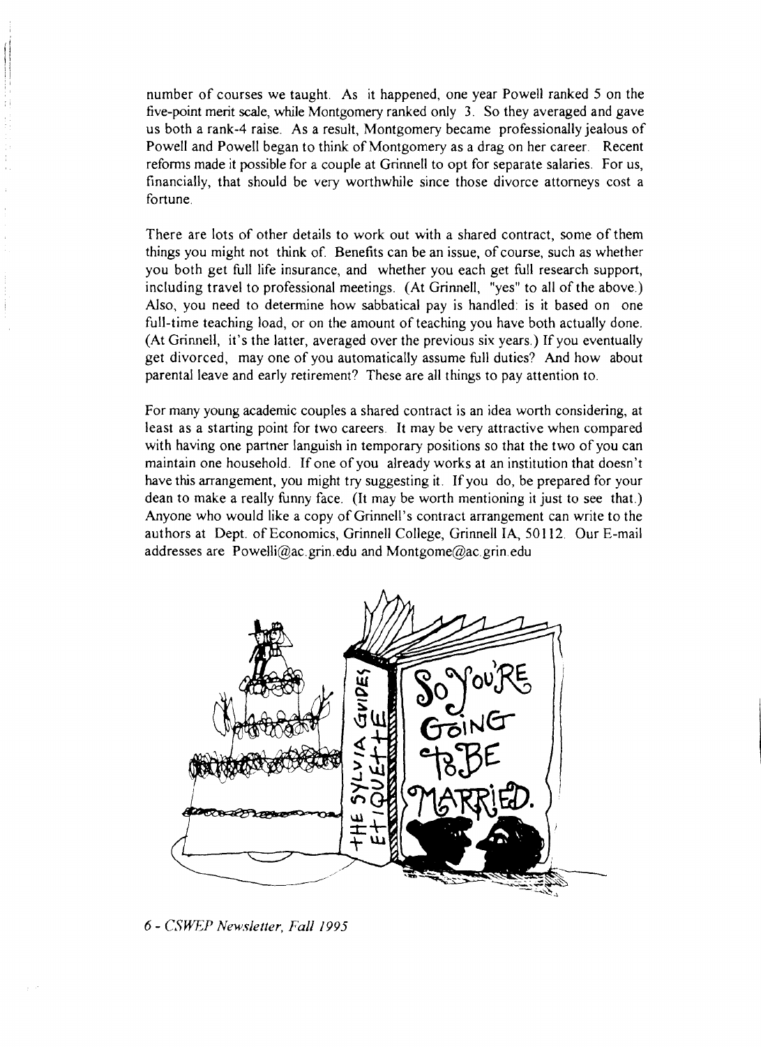number of courses we taught. As it happened, one year Powell ranked 5 on the five-point merit scale, while Montgomery ranked only 3. So they averaged and gave us both a rank-4 raise. As a result, Montgomery became professionally jealous of Powell and Powell began to think of Montgomery as a drag on her career. Recent reforms made it possible for a couple at Grinnell to opt for separate salaries. For us, financially, that should be very worthwhile since those divorce attorneys cost a fortune.

There are lots of other details to work out with a shared contract, some of them things you might not think of. Benefits can be an issue, of course, such as whether you both get full life insurance, and whether you each get full research support, including travel to professional meetings. (At Grinnell, "yes" to all of the above.) Also, you need to determine how sabbatical pay is handled: is it based on one full-time teaching load, or on the amount of teaching you have both actually done. (At Grinnell, it's the latter, averaged over the previous six years.) If you eventually get divorced, may one of you automatically assume full duties? And how about parental leave and early retirement? These are all things to pay attention to.

For many young academic couples a shared contract is an idea worth considering, at least as a starting point for two careers. It may be very attractive when compared with having one partner languish in temporary positions so that the two of you can maintain one household. If one of you already works at an institution that doesn't have this arrangement, you might try suggesting it. If you do, be prepared for your dean to make a really funny face. (It may be worth mentioning it just to see that.) Anyone who would like a copy of Grinnell's contract arrangement can write to the authors at Dept. of Economics, Grinnell College, Grinnell IA, 50112. Our E-mail addresses are Powelli@ac.grin.edu and Montgome@ac.grin.edu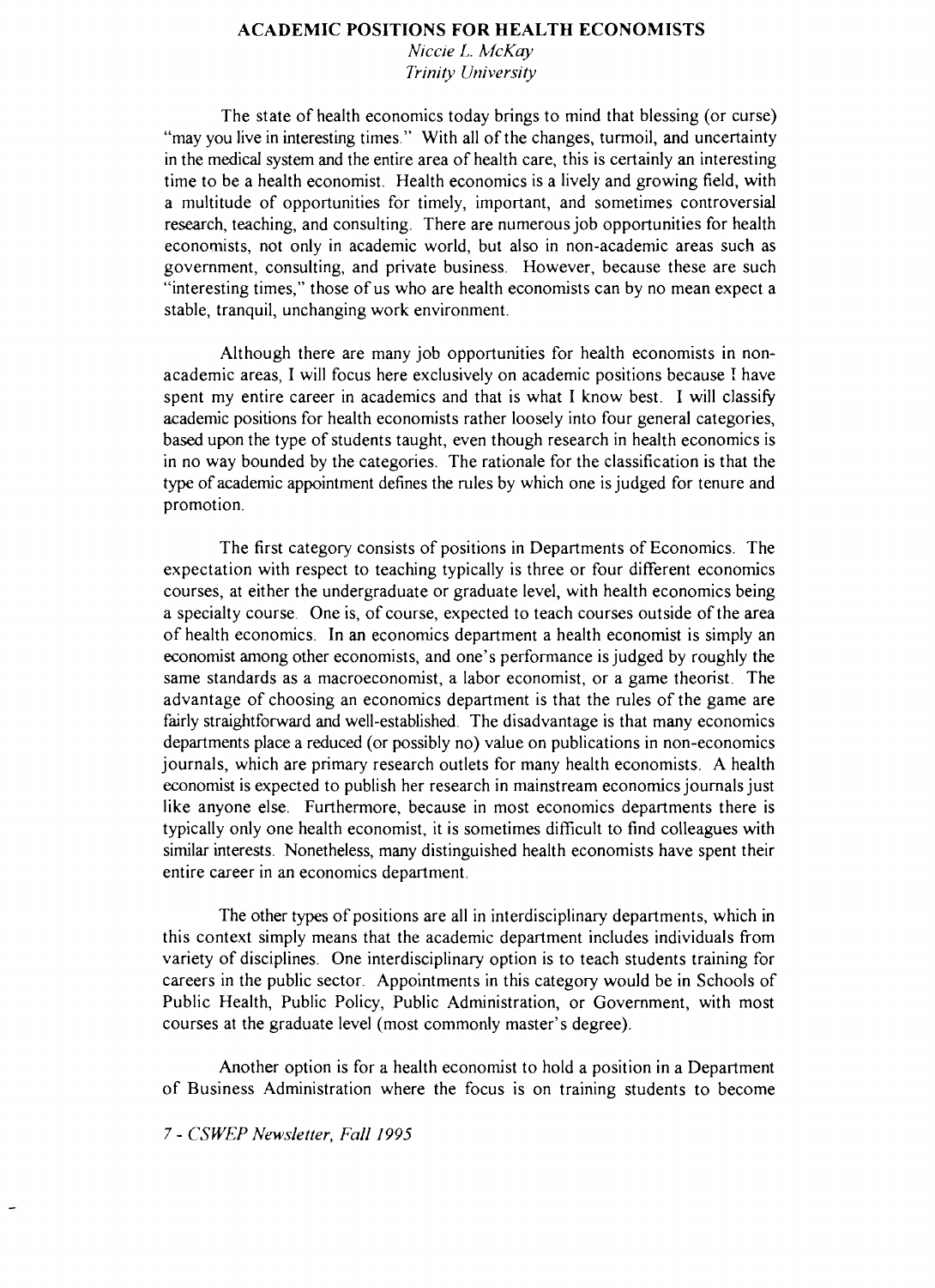# ACADEMIC POSITIONS FOR HEALTH ECONOMISTS

*Niccie L. McKay*
*Trinity University*

The state of health economics today brings to mind that blessing (or curse) "may you live in interesting times." With all of the changes, turmoil, and uncertainty in the medical system and the entire area of health care, this is certainly an interesting time to be a health economist. Health economics is a lively and growing field, with a multitude of opportunities for timely, important, and sometimes controversial research, teaching, and consulting. There are numerous job opportunities for health economists, not only in academic world, but also in non-academic areas such as government, consulting, and private business. However, because these are such "interesting times," those of us who are health economists can by no mean expect a stable, tranquil, unchanging work environment.

Although there are many job opportunities for health economists in non-academic areas, I will focus here exclusively on academic positions because I have spent my entire career in academics and that is what I know best. I will classify academic positions for health economists rather loosely into four general categories, based upon the type of students taught, even though research in health economics is in no way bounded by the categories. The rationale for the classification is that the type of academic appointment defines the rules by which one is judged for tenure and promotion.

The first category consists of positions in Departments of Economics. The expectation with respect to teaching typically is three or four different economics courses, at either the undergraduate or graduate level, with health economics being a specialty course. One is, of course, expected to teach courses outside of the area of health economics. In an economics department a health economist is simply an economist among other economists, and one's performance is judged by roughly the same standards as a macroeconomist, a labor economist, or a game theorist. The advantage of choosing an economics department is that the rules of the game are fairly straightforward and well-established. The disadvantage is that many economics departments place a reduced (or possibly no) value on publications in non-economics journals, which are primary research outlets for many health economists. A health economist is expected to publish her research in mainstream economics journals just like anyone else. Furthermore, because in most economics departments there is typically only one health economist, it is sometimes difficult to find colleagues with similar interests. Nonetheless, many distinguished health economists have spent their entire career in an economics department.

The other types of positions are all in interdisciplinary departments, which in this context simply means that the academic department includes individuals from variety of disciplines. One interdisciplinary option is to teach students training for careers in the public sector. Appointments in this category would be in Schools of Public Health, Public Policy, Public Administration, or Government, with most courses at the graduate level (most commonly master's degree).

Another option is for a health economist to hold a position in a Department of Business Administration where the focus is on training students to become